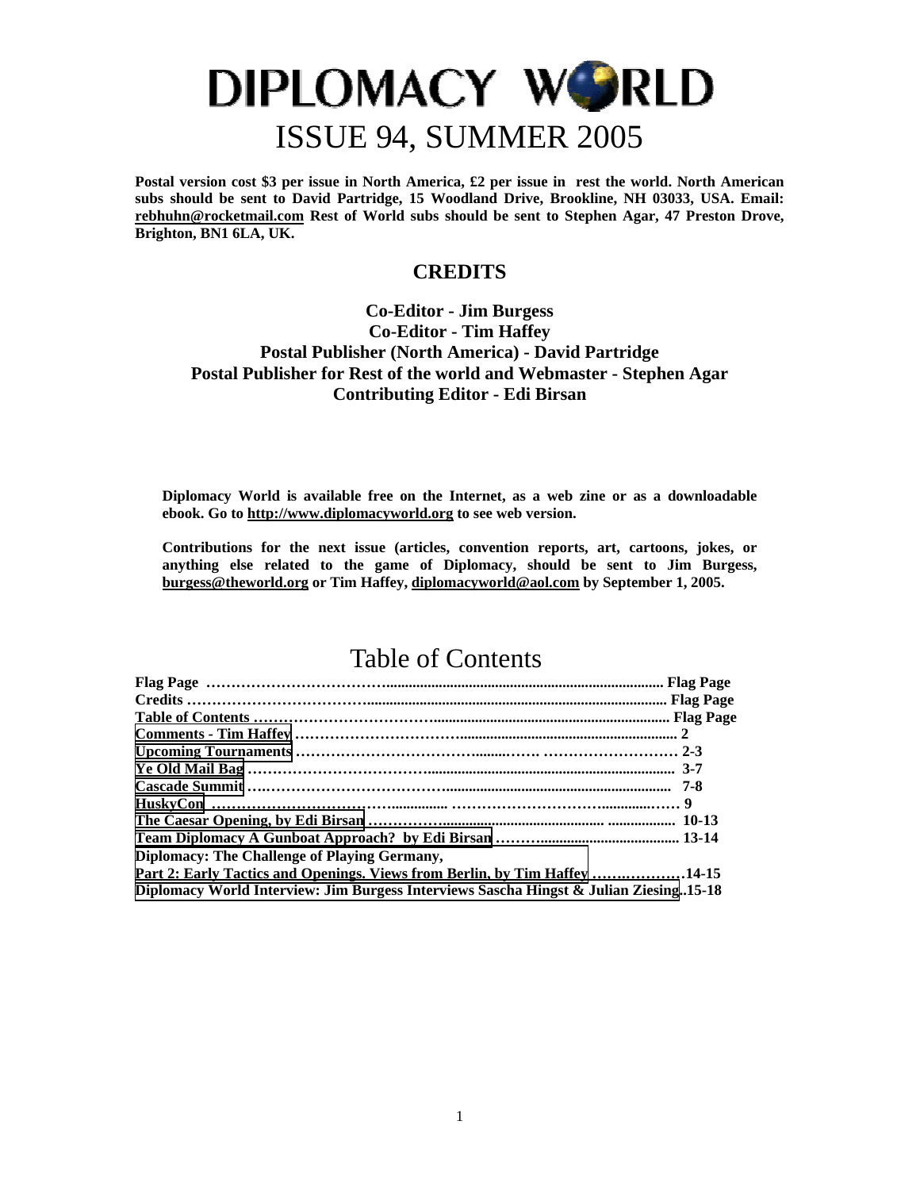# DIPLOMACY WORLD

# ISSUE 94, SUMMER 2005

**Postal version cost $3 per issue in North America, £2 per issue in rest the world. North American subs should be sent to David Partridge, 15 Woodland Drive, Brookline, NH 03033, USA. Email: rebhuhn@rocketmail.com Rest of World subs should be sent to Stephen Agar, 47 Preston Drove, Brighton, BN1 6LA, UK.**

## CREDITS

**Co-Editor - Jim Burgess**
**Co-Editor - Tim Haffey**
**Postal Publisher (North America) - David Partridge**
**Postal Publisher for Rest of the world and Webmaster - Stephen Agar**
**Contributing Editor - Edi Birsan**

**Diplomacy World is available free on the Internet, as a web zine or as a downloadable ebook. Go to http://www.diplomacyworld.org to see web version.**

**Contributions for the next issue (articles, convention reports, art, cartoons, jokes, or anything else related to the game of Diplomacy, should be sent to Jim Burgess, burgess@theworld.org or Tim Haffey, diplomacyworld@aol.com by September 1, 2005.**

## Table of Contents

| | |
|---|---|
| **Flag Page** | **Flag Page** |
| **Credits** | **Flag Page** |
| **Table of Contents** | **Flag Page** |
| **Comments - Tim Haffey** | **2** |
| **Upcoming Tournaments** | **2-3** |
| **Ye Old Mail Bag** | **3-7** |
| **Cascade Summit** | **7-8** |
| **HuskyCon** | **9** |
| **The Caesar Opening, by Edi Birsan** | **10-13** |
| **Team Diplomacy A Gunboat Approach? by Edi Birsan** | **13-14** |
| **Diplomacy: The Challenge of Playing Germany, Part 2: Early Tactics and Openings. Views from Berlin, by Tim Haffey** | **14-15** |
| **Diplomacy World Interview: Jim Burgess Interviews Sascha Hingst & Julian Ziesing** | **15-18** |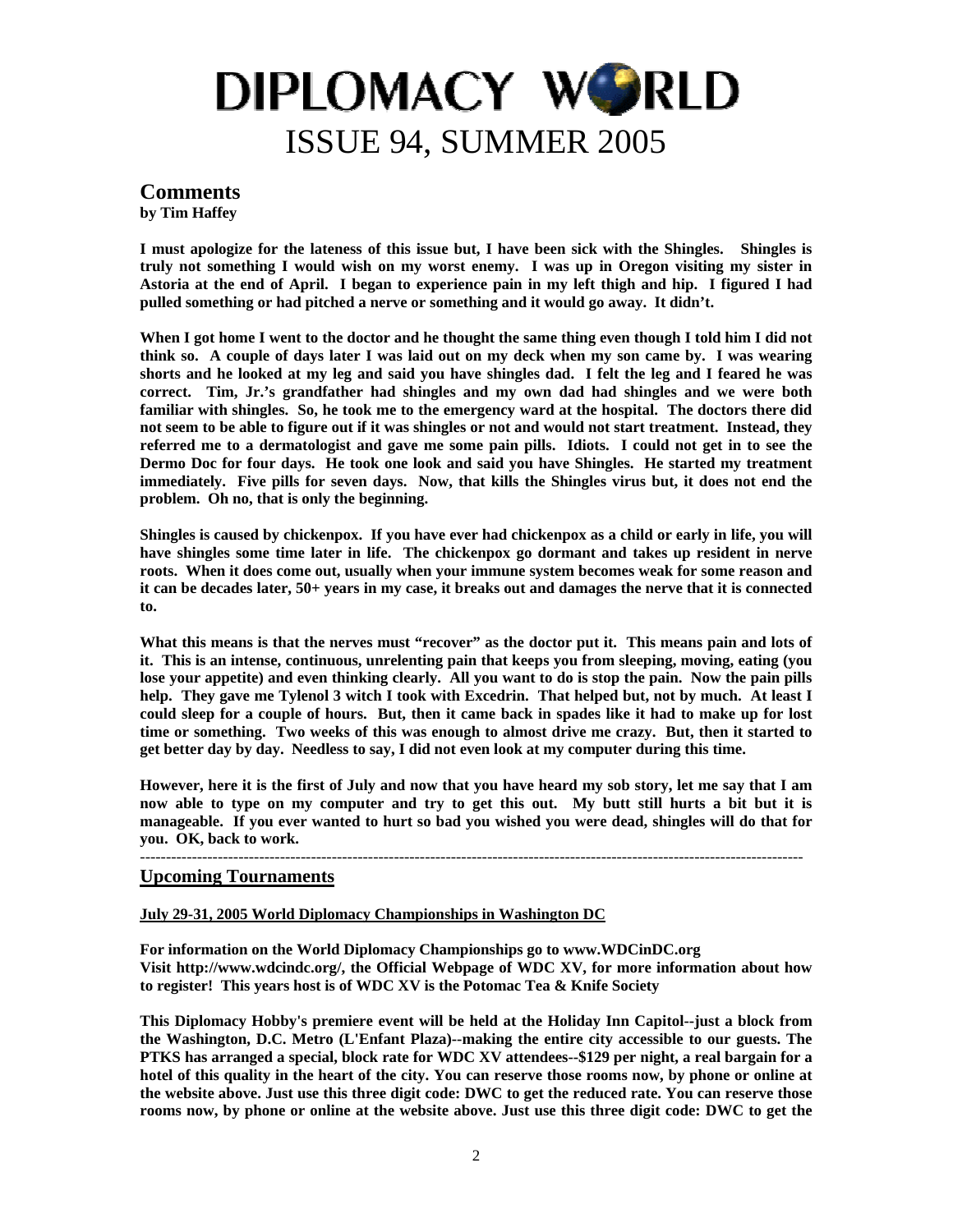# DIPLOMACY WORLD

# ISSUE 94, SUMMER 2005

## Comments

**by Tim Haffey**

**I must apologize for the lateness of this issue but, I have been sick with the Shingles. Shingles is truly not something I would wish on my worst enemy. I was up in Oregon visiting my sister in Astoria at the end of April. I began to experience pain in my left thigh and hip. I figured I had pulled something or had pitched a nerve or something and it would go away. It didn't.**

**When I got home I went to the doctor and he thought the same thing even though I told him I did not think so. A couple of days later I was laid out on my deck when my son came by. I was wearing shorts and he looked at my leg and said you have shingles dad. I felt the leg and I feared he was correct. Tim, Jr.'s grandfather had shingles and my own dad had shingles and we were both familiar with shingles. So, he took me to the emergency ward at the hospital. The doctors there did not seem to be able to figure out if it was shingles or not and would not start treatment. Instead, they referred me to a dermatologist and gave me some pain pills. Idiots. I could not get in to see the Dermo Doc for four days. He took one look and said you have Shingles. He started my treatment immediately. Five pills for seven days. Now, that kills the Shingles virus but, it does not end the problem. Oh no, that is only the beginning.**

**Shingles is caused by chickenpox. If you have ever had chickenpox as a child or early in life, you will have shingles some time later in life. The chickenpox go dormant and takes up resident in nerve roots. When it does come out, usually when your immune system becomes weak for some reason and it can be decades later, 50+ years in my case, it breaks out and damages the nerve that it is connected to.**

**What this means is that the nerves must "recover" as the doctor put it. This means pain and lots of it. This is an intense, continuous, unrelenting pain that keeps you from sleeping, moving, eating (you lose your appetite) and even thinking clearly. All you want to do is stop the pain. Now the pain pills help. They gave me Tylenol 3 witch I took with Excedrin. That helped but, not by much. At least I could sleep for a couple of hours. But, then it came back in spades like it had to make up for lost time or something. Two weeks of this was enough to almost drive me crazy. But, then it started to get better day by day. Needless to say, I did not even look at my computer during this time.**

**However, here it is the first of July and now that you have heard my sob story, let me say that I am now able to type on my computer and try to get this out. My butt still hurts a bit but it is manageable. If you ever wanted to hurt so bad you wished you were dead, shingles will do that for you. OK, back to work.**

---

## Upcoming Tournaments

**July 29-31, 2005 World Diplomacy Championships in Washington DC**

**For information on the World Diplomacy Championships go to www.WDCinDC.org**
**Visit http://www.wdcindc.org/, the Official Webpage of WDC XV, for more information about how to register! This years host is of WDC XV is the Potomac Tea & Knife Society**

**This Diplomacy Hobby's premiere event will be held at the Holiday Inn Capitol--just a block from the Washington, D.C. Metro (L'Enfant Plaza)--making the entire city accessible to our guests. The PTKS has arranged a special, block rate for WDC XV attendees--$129 per night, a real bargain for a hotel of this quality in the heart of the city. You can reserve those rooms now, by phone or online at the website above. Just use this three digit code: DWC to get the reduced rate. You can reserve those rooms now, by phone or online at the website above. Just use this three digit code: DWC to get the**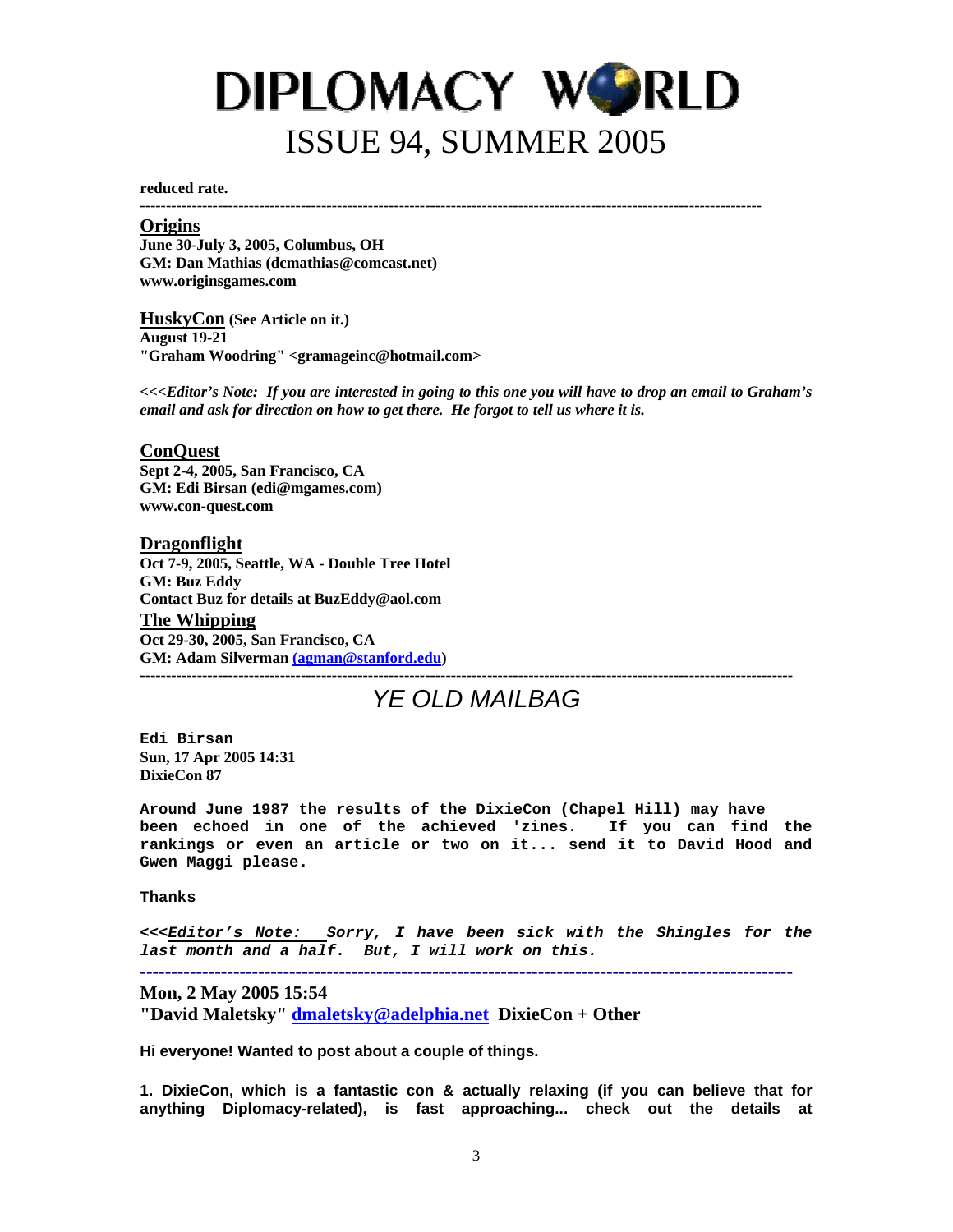**reduced rate.**

---

**Origins**
**June 30-July 3, 2005, Columbus, OH**
**GM: Dan Mathias (dcmathias@comcast.net)**
**www.originsgames.com**

**HuskyCon (See Article on it.)**
**August 19-21**
**"Graham Woodring" <gramageinc@hotmail.com>**

***<<<Editor's Note: If you are interested in going to this one you will have to drop an email to Graham's email and ask for direction on how to get there. He forgot to tell us where it is.***

**ConQuest**
**Sept 2-4, 2005, San Francisco, CA**
**GM: Edi Birsan (edi@mgames.com)**
**www.con-quest.com**

**Dragonflight**
**Oct 7-9, 2005, Seattle, WA - Double Tree Hotel**
**GM: Buz Eddy**
**Contact Buz for details at BuzEddy@aol.com**

**The Whipping**
**Oct 29-30, 2005, San Francisco, CA**
**GM: Adam Silverman (agman@stanford.edu)**

---

## YE OLD MAILBAG

**Edi Birsan**
**Sun, 17 Apr 2005 14:31**
**DixieCon 87**

**Around June 1987 the results of the DixieCon (Chapel Hill) may have been echoed in one of the achieved 'zines. If you can find the rankings or even an article or two on it... send it to David Hood and Gwen Maggi please.**

**Thanks**

***<<<Editor's Note: Sorry, I have been sick with the Shingles for the last month and a half. But, I will work on this.***

---

**Mon, 2 May 2005 15:54**
**"David Maletsky" dmaletsky@adelphia.net DixieCon + Other**

**Hi everyone! Wanted to post about a couple of things.**

**1. DixieCon, which is a fantastic con & actually relaxing (if you can believe that for anything Diplomacy-related), is fast approaching... check out the details at**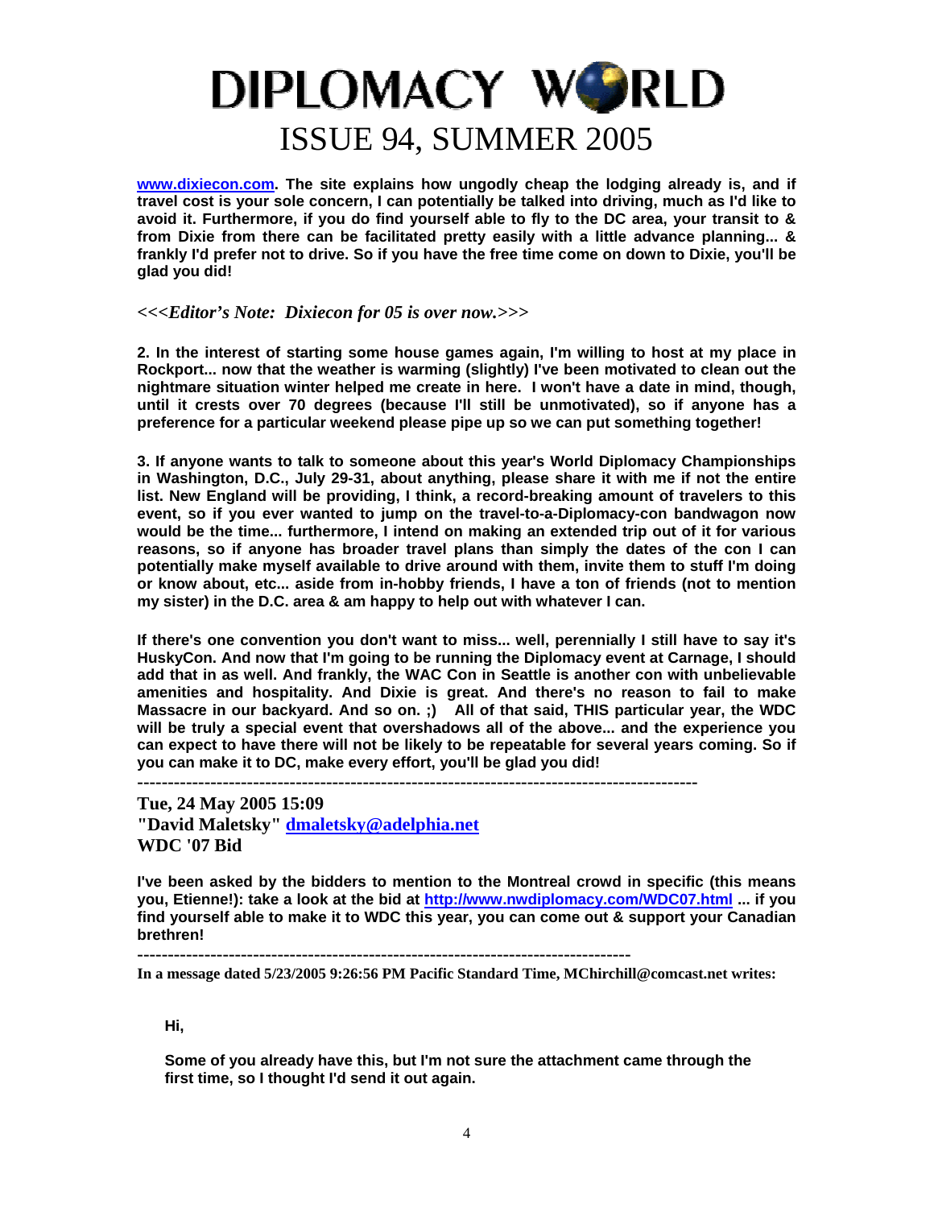**www.dixiecon.com. The site explains how ungodly cheap the lodging already is, and if travel cost is your sole concern, I can potentially be talked into driving, much as I'd like to avoid it. Furthermore, if you do find yourself able to fly to the DC area, your transit to & from Dixie from there can be facilitated pretty easily with a little advance planning... & frankly I'd prefer not to drive. So if you have the free time come on down to Dixie, you'll be glad you did!**

*<<<Editor's Note: Dixiecon for 05 is over now.>>>*

**2. In the interest of starting some house games again, I'm willing to host at my place in Rockport... now that the weather is warming (slightly) I've been motivated to clean out the nightmare situation winter helped me create in here. I won't have a date in mind, though, until it crests over 70 degrees (because I'll still be unmotivated), so if anyone has a preference for a particular weekend please pipe up so we can put something together!**

**3. If anyone wants to talk to someone about this year's World Diplomacy Championships in Washington, D.C., July 29-31, about anything, please share it with me if not the entire list. New England will be providing, I think, a record-breaking amount of travelers to this event, so if you ever wanted to jump on the travel-to-a-Diplomacy-con bandwagon now would be the time... furthermore, I intend on making an extended trip out of it for various reasons, so if anyone has broader travel plans than simply the dates of the con I can potentially make myself available to drive around with them, invite them to stuff I'm doing or know about, etc... aside from in-hobby friends, I have a ton of friends (not to mention my sister) in the D.C. area & am happy to help out with whatever I can.**

**If there's one convention you don't want to miss... well, perennially I still have to say it's HuskyCon. And now that I'm going to be running the Diplomacy event at Carnage, I should add that in as well. And frankly, the WAC Con in Seattle is another con with unbelievable amenities and hospitality. And Dixie is great. And there's no reason to fail to make Massacre in our backyard. And so on. ;) All of that said, THIS particular year, the WDC will be truly a special event that overshadows all of the above... and the experience you can expect to have there will not be likely to be repeatable for several years coming. So if you can make it to DC, make every effort, you'll be glad you did!**

---

**Tue, 24 May 2005 15:09**
**"David Maletsky" dmaletsky@adelphia.net**
**WDC '07 Bid**

**I've been asked by the bidders to mention to the Montreal crowd in specific (this means you, Etienne!): take a look at the bid at http://www.nwdiplomacy.com/WDC07.html ... if you find yourself able to make it to WDC this year, you can come out & support your Canadian brethren!**

---

**In a message dated 5/23/2005 9:26:56 PM Pacific Standard Time, MChirchill@comcast.net writes:**

> **Hi,**
>
> **Some of you already have this, but I'm not sure the attachment came through the first time, so I thought I'd send it out again.**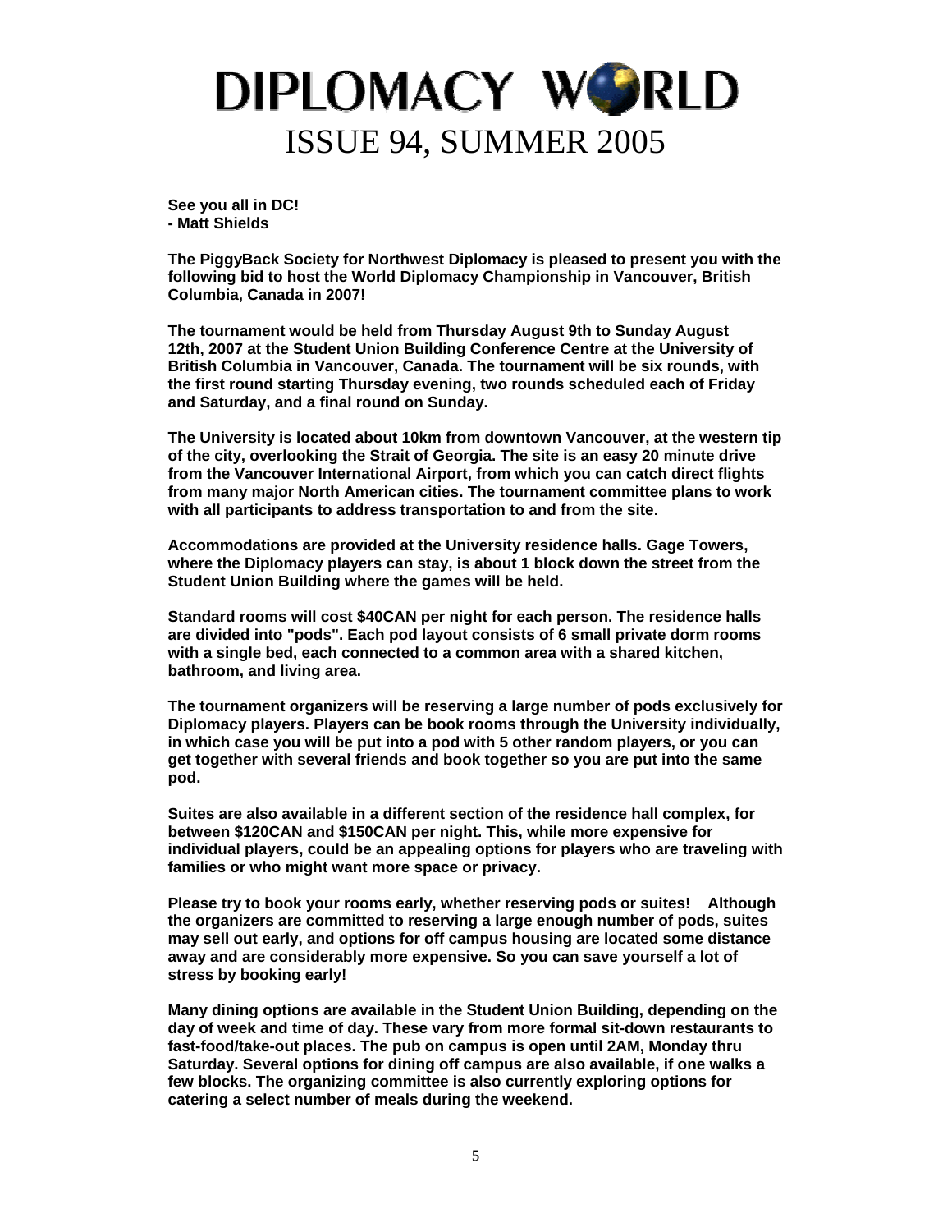**See you all in DC!**
**- Matt Shields**

**The PiggyBack Society for Northwest Diplomacy is pleased to present you with the following bid to host the World Diplomacy Championship in Vancouver, British Columbia, Canada in 2007!**

**The tournament would be held from Thursday August 9th to Sunday August 12th, 2007 at the Student Union Building Conference Centre at the University of British Columbia in Vancouver, Canada. The tournament will be six rounds, with the first round starting Thursday evening, two rounds scheduled each of Friday and Saturday, and a final round on Sunday.**

**The University is located about 10km from downtown Vancouver, at the western tip of the city, overlooking the Strait of Georgia. The site is an easy 20 minute drive from the Vancouver International Airport, from which you can catch direct flights from many major North American cities. The tournament committee plans to work with all participants to address transportation to and from the site.**

**Accommodations are provided at the University residence halls. Gage Towers, where the Diplomacy players can stay, is about 1 block down the street from the Student Union Building where the games will be held.**

**Standard rooms will cost $40CAN per night for each person. The residence halls are divided into "pods". Each pod layout consists of 6 small private dorm rooms with a single bed, each connected to a common area with a shared kitchen, bathroom, and living area.**

**The tournament organizers will be reserving a large number of pods exclusively for Diplomacy players. Players can be book rooms through the University individually, in which case you will be put into a pod with 5 other random players, or you can get together with several friends and book together so you are put into the same pod.**

**Suites are also available in a different section of the residence hall complex, for between $120CAN and $150CAN per night. This, while more expensive for individual players, could be an appealing options for players who are traveling with families or who might want more space or privacy.**

**Please try to book your rooms early, whether reserving pods or suites! Although the organizers are committed to reserving a large enough number of pods, suites may sell out early, and options for off campus housing are located some distance away and are considerably more expensive. So you can save yourself a lot of stress by booking early!**

**Many dining options are available in the Student Union Building, depending on the day of week and time of day. These vary from more formal sit-down restaurants to fast-food/take-out places. The pub on campus is open until 2AM, Monday thru Saturday. Several options for dining off campus are also available, if one walks a few blocks. The organizing committee is also currently exploring options for catering a select number of meals during the weekend.**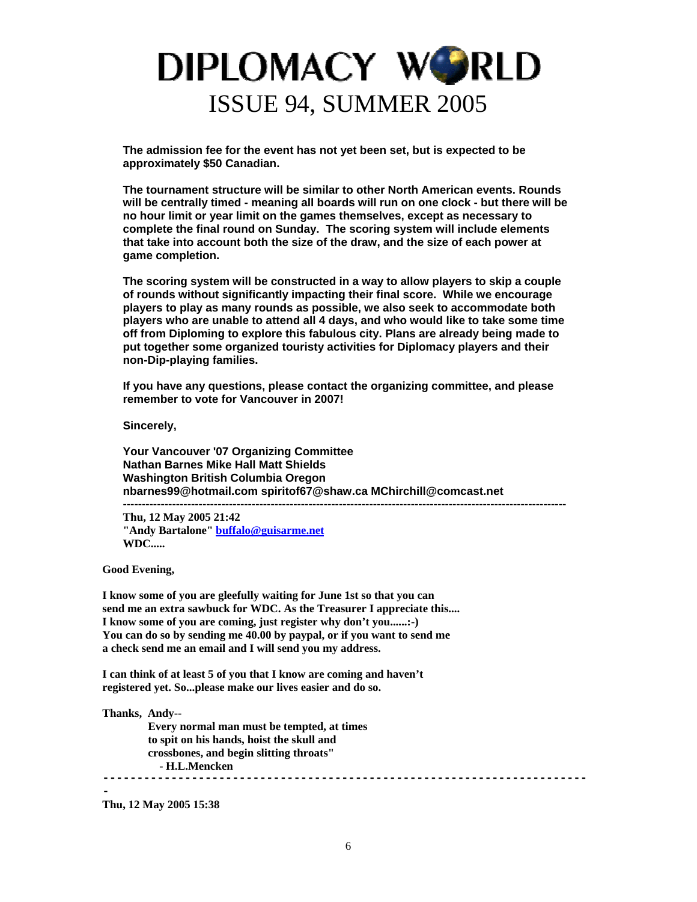**The admission fee for the event has not yet been set, but is expected to be approximately $50 Canadian.**

**The tournament structure will be similar to other North American events. Rounds will be centrally timed - meaning all boards will run on one clock - but there will be no hour limit or year limit on the games themselves, except as necessary to complete the final round on Sunday. The scoring system will include elements that take into account both the size of the draw, and the size of each power at game completion.**

**The scoring system will be constructed in a way to allow players to skip a couple of rounds without significantly impacting their final score. While we encourage players to play as many rounds as possible, we also seek to accommodate both players who are unable to attend all 4 days, and who would like to take some time off from Diploming to explore this fabulous city. Plans are already being made to put together some organized touristy activities for Diplomacy players and their non-Dip-playing families.**

**If you have any questions, please contact the organizing committee, and please remember to vote for Vancouver in 2007!**

**Sincerely,**

**Your Vancouver '07 Organizing Committee**
**Nathan Barnes Mike Hall Matt Shields**
**Washington British Columbia Oregon**
**nbarnes99@hotmail.com spiritof67@shaw.ca MChirchill@comcast.net**

---

**Thu, 12 May 2005 21:42**
**"Andy Bartalone" buffalo@guisarme.net**
**WDC.....**

**Good Evening,**

**I know some of you are gleefully waiting for June 1st so that you can send me an extra sawbuck for WDC. As the Treasurer I appreciate this.... I know some of you are coming, just register why don't you......:-) You can do so by sending me 40.00 by paypal, or if you want to send me a check send me an email and I will send you my address.**

**I can think of at least 5 of you that I know are coming and haven't registered yet. So...please make our lives easier and do so.**

**Thanks, Andy--**
**Every normal man must be tempted, at times to spit on his hands, hoist the skull and crossbones, and begin slitting throats"**
**- H.L.Mencken**

---

**Thu, 12 May 2005 15:38**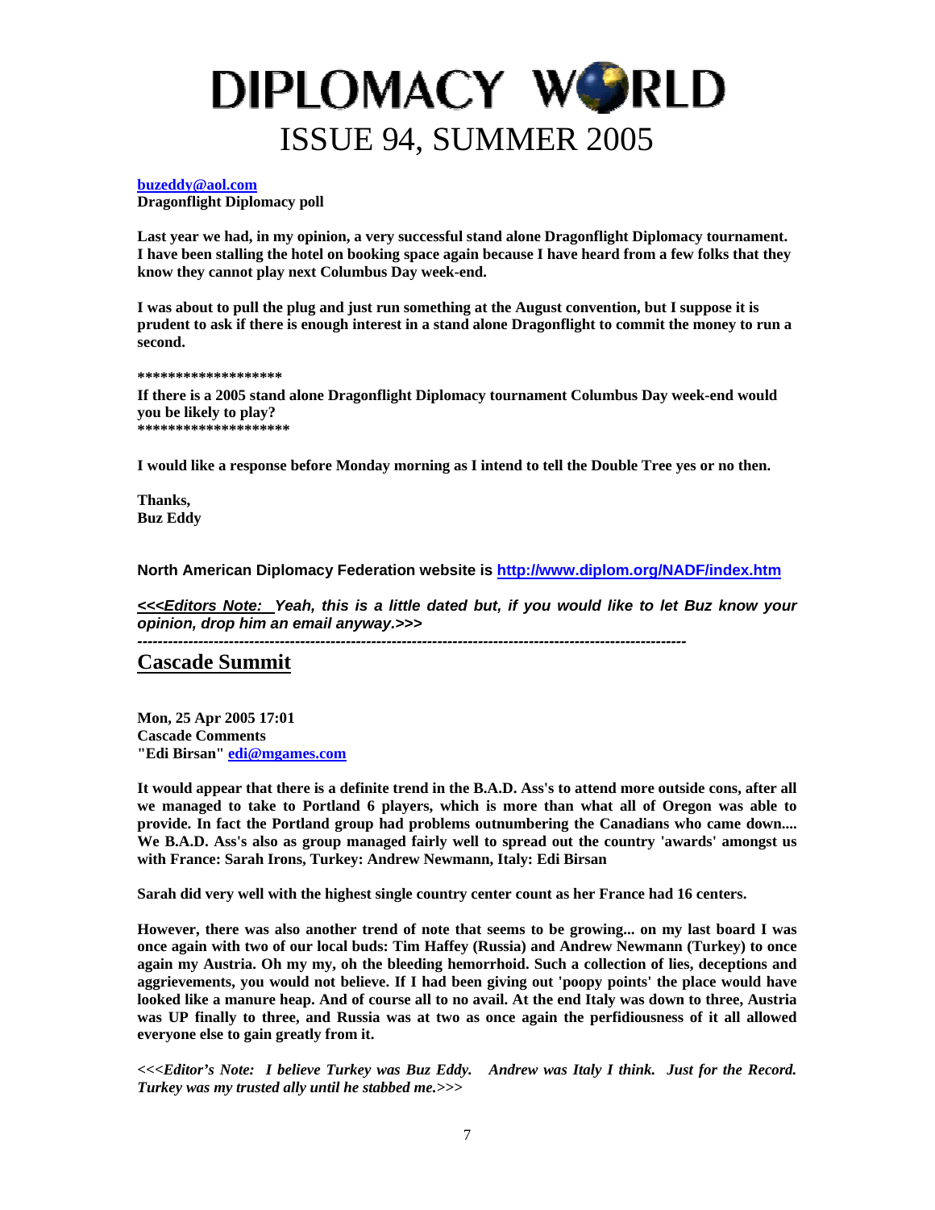**[buzeddy@aol.com](mailto:buzeddy@aol.com)**
**Dragonflight Diplomacy poll**

**Last year we had, in my opinion, a very successful stand alone Dragonflight Diplomacy tournament. I have been stalling the hotel on booking space again because I have heard from a few folks that they know they cannot play next Columbus Day week-end.**

**I was about to pull the plug and just run something at the August convention, but I suppose it is prudent to ask if there is enough interest in a stand alone Dragonflight to commit the money to run a second.**

**\*\*\*\*\*\*\*\*\*\*\*\*\*\*\*\*\*\*\***
**If there is a 2005 stand alone Dragonflight Diplomacy tournament Columbus Day week-end would you be likely to play?**
**\*\*\*\*\*\*\*\*\*\*\*\*\*\*\*\*\*\*\*\***

**I would like a response before Monday morning as I intend to tell the Double Tree yes or no then.**

**Thanks,**
**Buz Eddy**

**North American Diplomacy Federation website is [http://www.diplom.org/NADF/index.htm](http://www.diplom.org/NADF/index.htm)**

***<<<Editors Note: Yeah, this is a little dated but, if you would like to let Buz know your opinion, drop him an email anyway.>>>***

**-----------------------------------------------------------------------------------------------------------**

## Cascade Summit

**Mon, 25 Apr 2005 17:01**
**Cascade Comments**
**"Edi Birsan" [edi@mgames.com](mailto:edi@mgames.com)**

**It would appear that there is a definite trend in the B.A.D. Ass's to attend more outside cons, after all we managed to take to Portland 6 players, which is more than what all of Oregon was able to provide. In fact the Portland group had problems outnumbering the Canadians who came down.... We B.A.D. Ass's also as group managed fairly well to spread out the country 'awards' amongst us with France: Sarah Irons, Turkey: Andrew Newmann, Italy: Edi Birsan**

**Sarah did very well with the highest single country center count as her France had 16 centers.**

**However, there was also another trend of note that seems to be growing... on my last board I was once again with two of our local buds: Tim Haffey (Russia) and Andrew Newmann (Turkey) to once again my Austria. Oh my my, oh the bleeding hemorrhoid. Such a collection of lies, deceptions and aggrievements, you would not believe. If I had been giving out 'poopy points' the place would have looked like a manure heap. And of course all to no avail. At the end Italy was down to three, Austria was UP finally to three, and Russia was at two as once again the perfidiousness of it all allowed everyone else to gain greatly from it.**

***<<<Editor's Note: I believe Turkey was Buz Eddy. Andrew was Italy I think. Just for the Record. Turkey was my trusted ally until he stabbed me.>>>***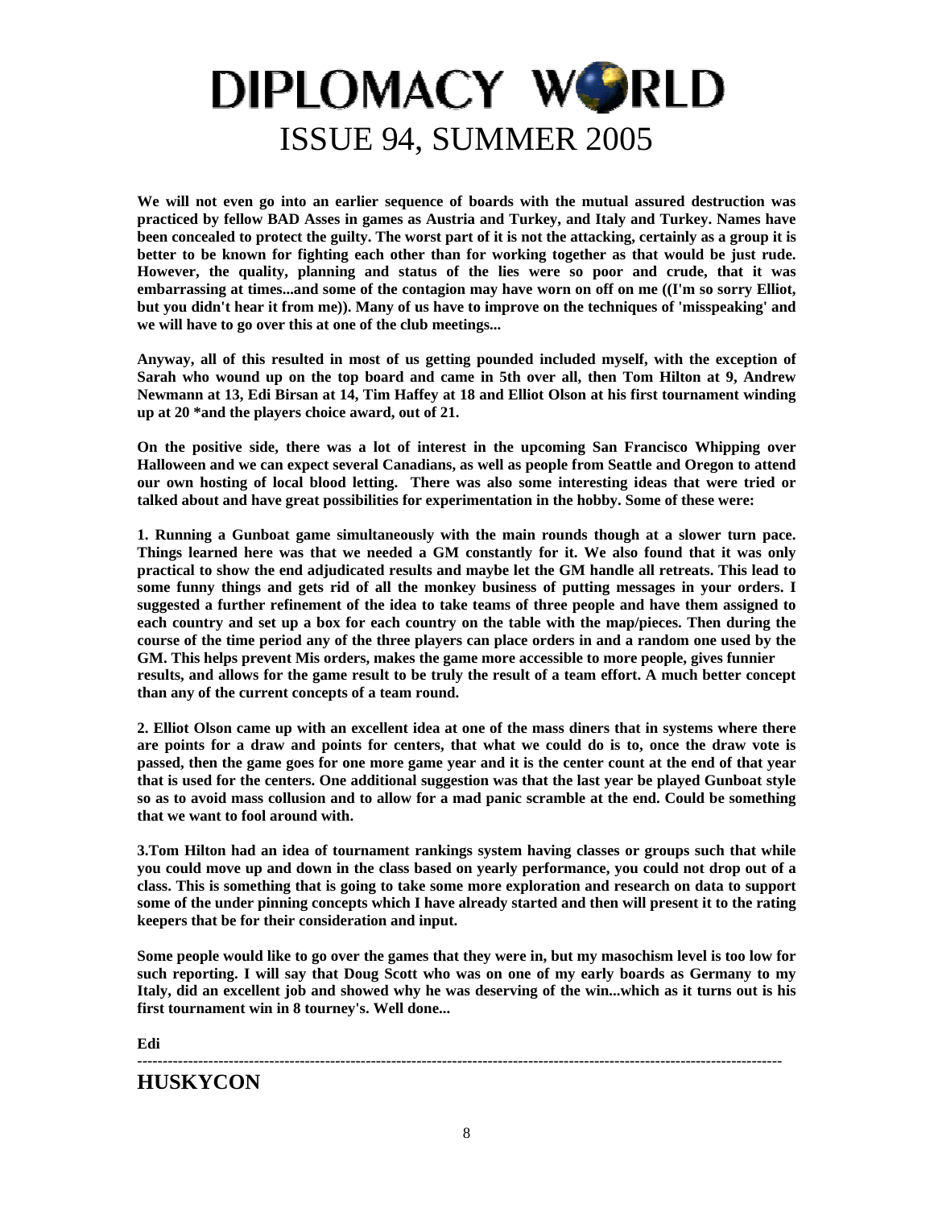**We will not even go into an earlier sequence of boards with the mutual assured destruction was practiced by fellow BAD Asses in games as Austria and Turkey, and Italy and Turkey. Names have been concealed to protect the guilty. The worst part of it is not the attacking, certainly as a group it is better to be known for fighting each other than for working together as that would be just rude. However, the quality, planning and status of the lies were so poor and crude, that it was embarrassing at times...and some of the contagion may have worn on off on me ((I'm so sorry Elliot, but you didn't hear it from me)). Many of us have to improve on the techniques of 'misspeaking' and we will have to go over this at one of the club meetings...**

**Anyway, all of this resulted in most of us getting pounded included myself, with the exception of Sarah who wound up on the top board and came in 5th over all, then Tom Hilton at 9, Andrew Newmann at 13, Edi Birsan at 14, Tim Haffey at 18 and Elliot Olson at his first tournament winding up at 20 *and the players choice award, out of 21.**

**On the positive side, there was a lot of interest in the upcoming San Francisco Whipping over Halloween and we can expect several Canadians, as well as people from Seattle and Oregon to attend our own hosting of local blood letting. There was also some interesting ideas that were tried or talked about and have great possibilities for experimentation in the hobby. Some of these were:**

**1. Running a Gunboat game simultaneously with the main rounds though at a slower turn pace. Things learned here was that we needed a GM constantly for it. We also found that it was only practical to show the end adjudicated results and maybe let the GM handle all retreats. This lead to some funny things and gets rid of all the monkey business of putting messages in your orders. I suggested a further refinement of the idea to take teams of three people and have them assigned to each country and set up a box for each country on the table with the map/pieces. Then during the course of the time period any of the three players can place orders in and a random one used by the GM. This helps prevent Mis orders, makes the game more accessible to more people, gives funnier results, and allows for the game result to be truly the result of a team effort. A much better concept than any of the current concepts of a team round.**

**2. Elliot Olson came up with an excellent idea at one of the mass diners that in systems where there are points for a draw and points for centers, that what we could do is to, once the draw vote is passed, then the game goes for one more game year and it is the center count at the end of that year that is used for the centers. One additional suggestion was that the last year be played Gunboat style so as to avoid mass collusion and to allow for a mad panic scramble at the end. Could be something that we want to fool around with.**

**3.Tom Hilton had an idea of tournament rankings system having classes or groups such that while you could move up and down in the class based on yearly performance, you could not drop out of a class. This is something that is going to take some more exploration and research on data to support some of the under pinning concepts which I have already started and then will present it to the rating keepers that be for their consideration and input.**

**Some people would like to go over the games that they were in, but my masochism level is too low for such reporting. I will say that Doug Scott who was on one of my early boards as Germany to my Italy, did an excellent job and showed why he was deserving of the win...which as it turns out is his first tournament win in 8 tourney's. Well done...**

**Edi**

---

## HUSKYCON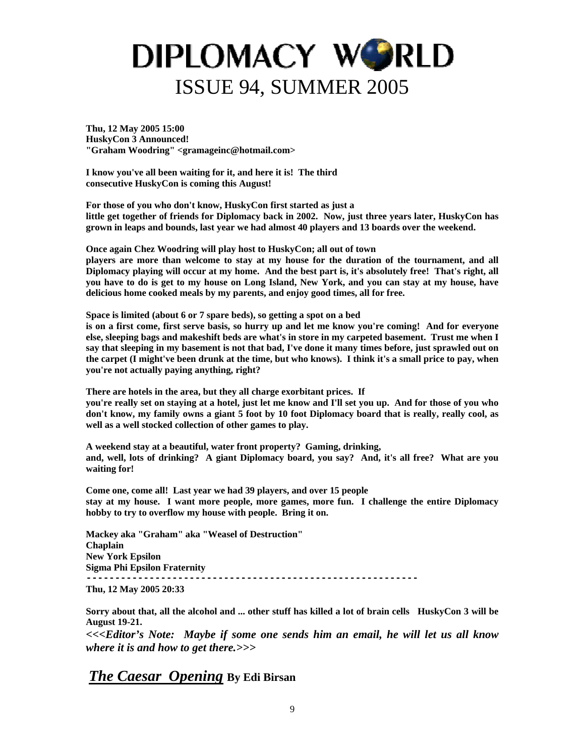**Thu, 12 May 2005 15:00**
**HuskyCon 3 Announced!**
**"Graham Woodring" <gramageinc@hotmail.com>**

**I know you've all been waiting for it, and here it is! The third consecutive HuskyCon is coming this August!**

**For those of you who don't know, HuskyCon first started as just a little get together of friends for Diplomacy back in 2002. Now, just three years later, HuskyCon has grown in leaps and bounds, last year we had almost 40 players and 13 boards over the weekend.**

**Once again Chez Woodring will play host to HuskyCon; all out of town players are more than welcome to stay at my house for the duration of the tournament, and all Diplomacy playing will occur at my home. And the best part is, it's absolutely free! That's right, all you have to do is get to my house on Long Island, New York, and you can stay at my house, have delicious home cooked meals by my parents, and enjoy good times, all for free.**

**Space is limited (about 6 or 7 spare beds), so getting a spot on a bed is on a first come, first serve basis, so hurry up and let me know you're coming! And for everyone else, sleeping bags and makeshift beds are what's in store in my carpeted basement. Trust me when I say that sleeping in my basement is not that bad, I've done it many times before, just sprawled out on the carpet (I might've been drunk at the time, but who knows). I think it's a small price to pay, when you're not actually paying anything, right?**

**There are hotels in the area, but they all charge exorbitant prices. If you're really set on staying at a hotel, just let me know and I'll set you up. And for those of you who don't know, my family owns a giant 5 foot by 10 foot Diplomacy board that is really, really cool, as well as a well stocked collection of other games to play.**

**A weekend stay at a beautiful, water front property? Gaming, drinking, and, well, lots of drinking? A giant Diplomacy board, you say? And, it's all free? What are you waiting for!**

**Come one, come all! Last year we had 39 players, and over 15 people stay at my house. I want more people, more games, more fun. I challenge the entire Diplomacy hobby to try to overflow my house with people. Bring it on.**

**Mackey aka "Graham" aka "Weasel of Destruction"**
**Chaplain**
**New York Epsilon**
**Sigma Phi Epsilon Fraternity**

---

**Thu, 12 May 2005 20:33**

**Sorry about that, all the alcohol and ... other stuff has killed a lot of brain cells HuskyCon 3 will be August 19-21.**

***<<<Editor's Note: Maybe if some one sends him an email, he will let us all know where it is and how to get there.>>>***

## ***The Caesar Opening*** By Edi Birsan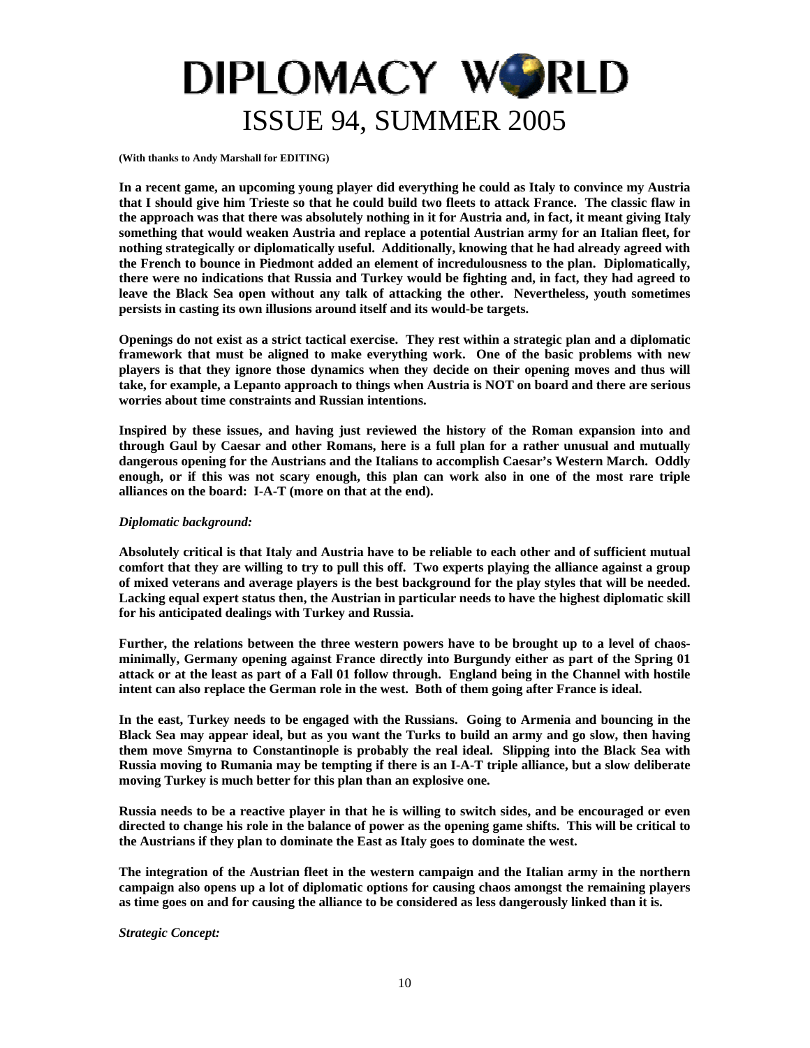**(With thanks to Andy Marshall for EDITING)**

**In a recent game, an upcoming young player did everything he could as Italy to convince my Austria that I should give him Trieste so that he could build two fleets to attack France. The classic flaw in the approach was that there was absolutely nothing in it for Austria and, in fact, it meant giving Italy something that would weaken Austria and replace a potential Austrian army for an Italian fleet, for nothing strategically or diplomatically useful. Additionally, knowing that he had already agreed with the French to bounce in Piedmont added an element of incredulousness to the plan. Diplomatically, there were no indications that Russia and Turkey would be fighting and, in fact, they had agreed to leave the Black Sea open without any talk of attacking the other. Nevertheless, youth sometimes persists in casting its own illusions around itself and its would-be targets.**

**Openings do not exist as a strict tactical exercise. They rest within a strategic plan and a diplomatic framework that must be aligned to make everything work. One of the basic problems with new players is that they ignore those dynamics when they decide on their opening moves and thus will take, for example, a Lepanto approach to things when Austria is NOT on board and there are serious worries about time constraints and Russian intentions.**

**Inspired by these issues, and having just reviewed the history of the Roman expansion into and through Gaul by Caesar and other Romans, here is a full plan for a rather unusual and mutually dangerous opening for the Austrians and the Italians to accomplish Caesar's Western March. Oddly enough, or if this was not scary enough, this plan can work also in one of the most rare triple alliances on the board: I-A-T (more on that at the end).**

***Diplomatic background:***

**Absolutely critical is that Italy and Austria have to be reliable to each other and of sufficient mutual comfort that they are willing to try to pull this off. Two experts playing the alliance against a group of mixed veterans and average players is the best background for the play styles that will be needed. Lacking equal expert status then, the Austrian in particular needs to have the highest diplomatic skill for his anticipated dealings with Turkey and Russia.**

**Further, the relations between the three western powers have to be brought up to a level of chaos-minimally, Germany opening against France directly into Burgundy either as part of the Spring 01 attack or at the least as part of a Fall 01 follow through. England being in the Channel with hostile intent can also replace the German role in the west. Both of them going after France is ideal.**

**In the east, Turkey needs to be engaged with the Russians. Going to Armenia and bouncing in the Black Sea may appear ideal, but as you want the Turks to build an army and go slow, then having them move Smyrna to Constantinople is probably the real ideal. Slipping into the Black Sea with Russia moving to Rumania may be tempting if there is an I-A-T triple alliance, but a slow deliberate moving Turkey is much better for this plan than an explosive one.**

**Russia needs to be a reactive player in that he is willing to switch sides, and be encouraged or even directed to change his role in the balance of power as the opening game shifts. This will be critical to the Austrians if they plan to dominate the East as Italy goes to dominate the west.**

**The integration of the Austrian fleet in the western campaign and the Italian army in the northern campaign also opens up a lot of diplomatic options for causing chaos amongst the remaining players as time goes on and for causing the alliance to be considered as less dangerously linked than it is.**

***Strategic Concept:***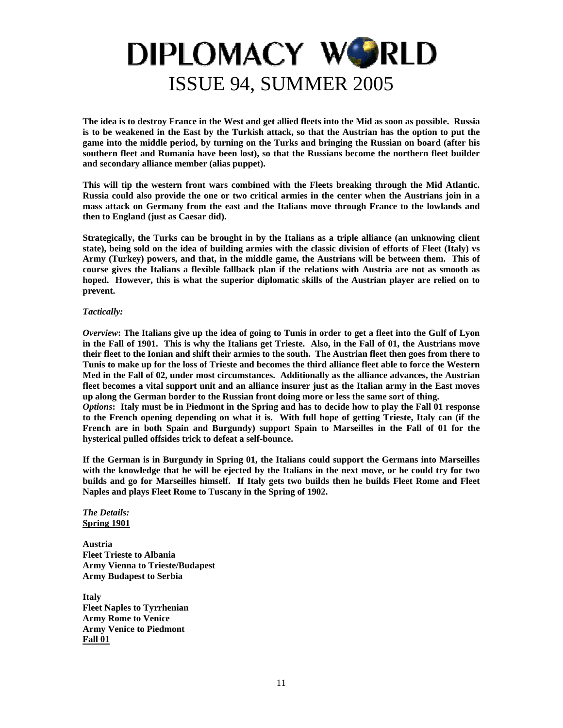**The idea is to destroy France in the West and get allied fleets into the Mid as soon as possible. Russia is to be weakened in the East by the Turkish attack, so that the Austrian has the option to put the game into the middle period, by turning on the Turks and bringing the Russian on board (after his southern fleet and Rumania have been lost), so that the Russians become the northern fleet builder and secondary alliance member (alias puppet).**

**This will tip the western front wars combined with the Fleets breaking through the Mid Atlantic. Russia could also provide the one or two critical armies in the center when the Austrians join in a mass attack on Germany from the east and the Italians move through France to the lowlands and then to England (just as Caesar did).**

**Strategically, the Turks can be brought in by the Italians as a triple alliance (an unknowing client state), being sold on the idea of building armies with the classic division of efforts of Fleet (Italy) vs Army (Turkey) powers, and that, in the middle game, the Austrians will be between them. This of course gives the Italians a flexible fallback plan if the relations with Austria are not as smooth as hoped. However, this is what the superior diplomatic skills of the Austrian player are relied on to prevent.**

***Tactically:***

***Overview*: The Italians give up the idea of going to Tunis in order to get a fleet into the Gulf of Lyon in the Fall of 1901. This is why the Italians get Trieste. Also, in the Fall of 01, the Austrians move their fleet to the Ionian and shift their armies to the south. The Austrian fleet then goes from there to Tunis to make up for the loss of Trieste and becomes the third alliance fleet able to force the Western Med in the Fall of 02, under most circumstances. Additionally as the alliance advances, the Austrian fleet becomes a vital support unit and an alliance insurer just as the Italian army in the East moves up along the German border to the Russian front doing more or less the same sort of thing.**

***Options*: Italy must be in Piedmont in the Spring and has to decide how to play the Fall 01 response to the French opening depending on what it is. With full hope of getting Trieste, Italy can (if the French are in both Spain and Burgundy) support Spain to Marseilles in the Fall of 01 for the hysterical pulled offsides trick to defeat a self-bounce.**

**If the German is in Burgundy in Spring 01, the Italians could support the Germans into Marseilles with the knowledge that he will be ejected by the Italians in the next move, or he could try for two builds and go for Marseilles himself. If Italy gets two builds then he builds Fleet Rome and Fleet Naples and plays Fleet Rome to Tuscany in the Spring of 1902.**

***The Details:***
**<u>Spring 1901</u>**

**Austria**
**Fleet Trieste to Albania**
**Army Vienna to Trieste/Budapest**
**Army Budapest to Serbia**

**Italy**
**Fleet Naples to Tyrrhenian**
**Army Rome to Venice**
**Army Venice to Piedmont**
**<u>Fall 01</u>**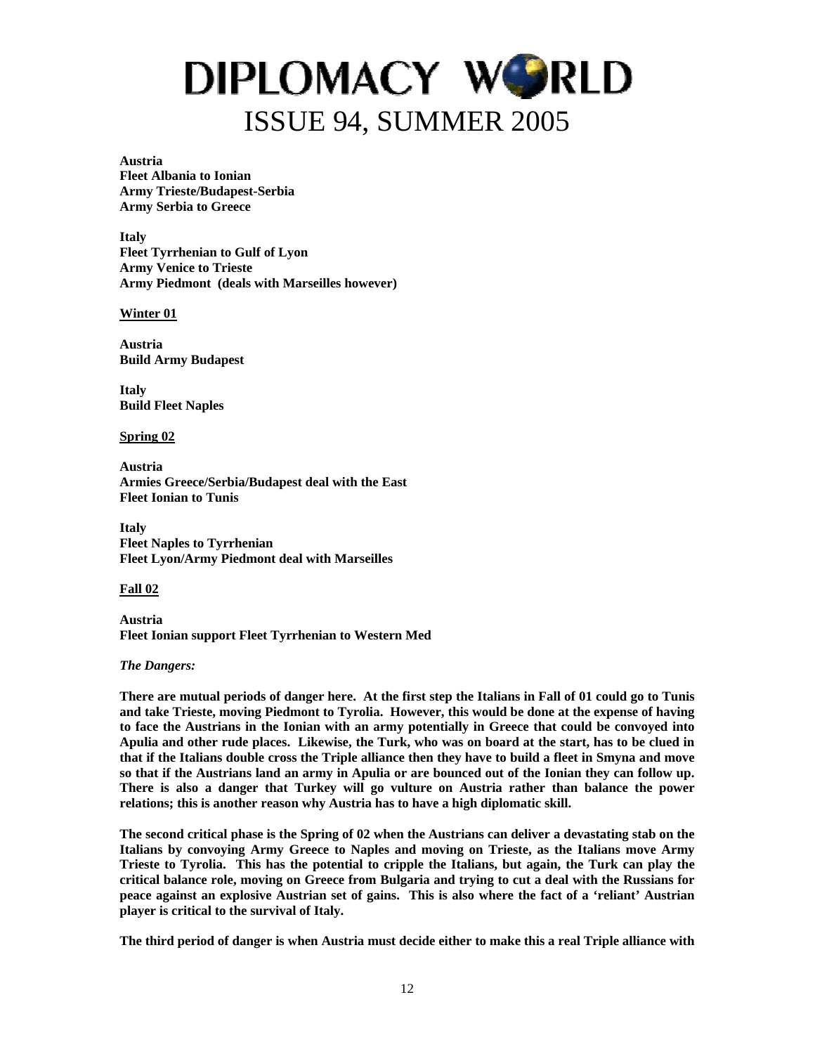**Austria**
**Fleet Albania to Ionian**
**Army Trieste/Budapest-Serbia**
**Army Serbia to Greece**

**Italy**
**Fleet Tyrrhenian to Gulf of Lyon**
**Army Venice to Trieste**
**Army Piedmont (deals with Marseilles however)**

**<u>Winter 01</u>**

**Austria**
**Build Army Budapest**

**Italy**
**Build Fleet Naples**

**<u>Spring 02</u>**

**Austria**
**Armies Greece/Serbia/Budapest deal with the East**
**Fleet Ionian to Tunis**

**Italy**
**Fleet Naples to Tyrrhenian**
**Fleet Lyon/Army Piedmont deal with Marseilles**

**<u>Fall 02</u>**

**Austria**
**Fleet Ionian support Fleet Tyrrhenian to Western Med**

***The Dangers:***

**There are mutual periods of danger here. At the first step the Italians in Fall of 01 could go to Tunis and take Trieste, moving Piedmont to Tyrolia. However, this would be done at the expense of having to face the Austrians in the Ionian with an army potentially in Greece that could be convoyed into Apulia and other rude places. Likewise, the Turk, who was on board at the start, has to be clued in that if the Italians double cross the Triple alliance then they have to build a fleet in Smyna and move so that if the Austrians land an army in Apulia or are bounced out of the Ionian they can follow up. There is also a danger that Turkey will go vulture on Austria rather than balance the power relations; this is another reason why Austria has to have a high diplomatic skill.**

**The second critical phase is the Spring of 02 when the Austrians can deliver a devastating stab on the Italians by convoying Army Greece to Naples and moving on Trieste, as the Italians move Army Trieste to Tyrolia. This has the potential to cripple the Italians, but again, the Turk can play the critical balance role, moving on Greece from Bulgaria and trying to cut a deal with the Russians for peace against an explosive Austrian set of gains. This is also where the fact of a 'reliant' Austrian player is critical to the survival of Italy.**

**The third period of danger is when Austria must decide either to make this a real Triple alliance with**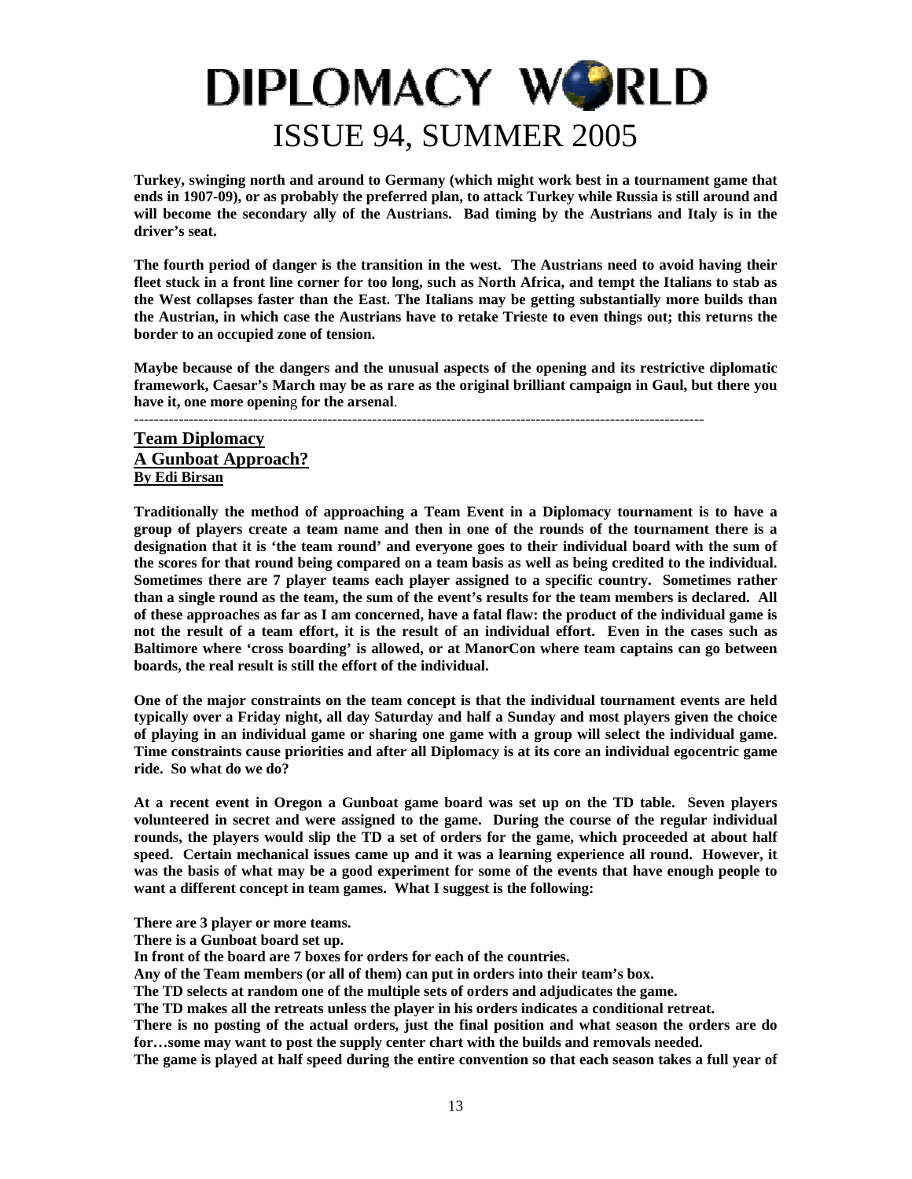**Turkey, swinging north and around to Germany (which might work best in a tournament game that ends in 1907-09), or as probably the preferred plan, to attack Turkey while Russia is still around and will become the secondary ally of the Austrians. Bad timing by the Austrians and Italy is in the driver's seat.**

**The fourth period of danger is the transition in the west. The Austrians need to avoid having their fleet stuck in a front line corner for too long, such as North Africa, and tempt the Italians to stab as the West collapses faster than the East. The Italians may be getting substantially more builds than the Austrian, in which case the Austrians have to retake Trieste to even things out; this returns the border to an occupied zone of tension.**

**Maybe because of the dangers and the unusual aspects of the opening and its restrictive diplomatic framework, Caesar's March may be as rare as the original brilliant campaign in Gaul, but there you have it, one more opening for the arsenal.**

---

## Team Diplomacy
## A Gunboat Approach?
**By Edi Birsan**

**Traditionally the method of approaching a Team Event in a Diplomacy tournament is to have a group of players create a team name and then in one of the rounds of the tournament there is a designation that it is 'the team round' and everyone goes to their individual board with the sum of the scores for that round being compared on a team basis as well as being credited to the individual. Sometimes there are 7 player teams each player assigned to a specific country. Sometimes rather than a single round as the team, the sum of the event's results for the team members is declared. All of these approaches as far as I am concerned, have a fatal flaw: the product of the individual game is not the result of a team effort, it is the result of an individual effort. Even in the cases such as Baltimore where 'cross boarding' is allowed, or at ManorCon where team captains can go between boards, the real result is still the effort of the individual.**

**One of the major constraints on the team concept is that the individual tournament events are held typically over a Friday night, all day Saturday and half a Sunday and most players given the choice of playing in an individual game or sharing one game with a group will select the individual game. Time constraints cause priorities and after all Diplomacy is at its core an individual egocentric game ride. So what do we do?**

**At a recent event in Oregon a Gunboat game board was set up on the TD table. Seven players volunteered in secret and were assigned to the game. During the course of the regular individual rounds, the players would slip the TD a set of orders for the game, which proceeded at about half speed. Certain mechanical issues came up and it was a learning experience all round. However, it was the basis of what may be a good experiment for some of the events that have enough people to want a different concept in team games. What I suggest is the following:**

**There are 3 player or more teams.**
**There is a Gunboat board set up.**
**In front of the board are 7 boxes for orders for each of the countries.**
**Any of the Team members (or all of them) can put in orders into their team's box.**
**The TD selects at random one of the multiple sets of orders and adjudicates the game.**
**The TD makes all the retreats unless the player in his orders indicates a conditional retreat.**
**There is no posting of the actual orders, just the final position and what season the orders are do for…some may want to post the supply center chart with the builds and removals needed.**
**The game is played at half speed during the entire convention so that each season takes a full year of**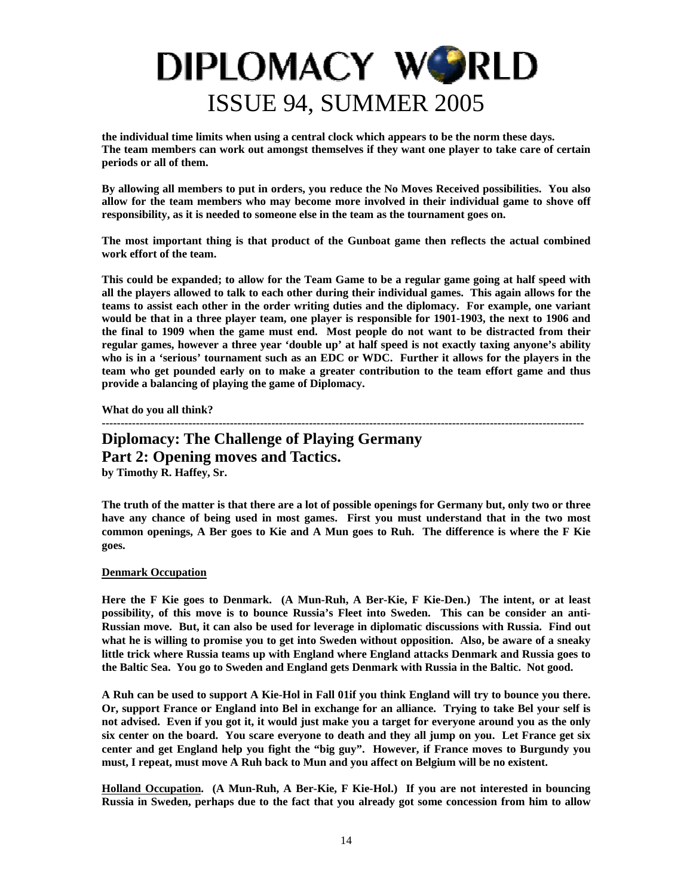**the individual time limits when using a central clock which appears to be the norm these days. The team members can work out amongst themselves if they want one player to take care of certain periods or all of them.**

**By allowing all members to put in orders, you reduce the No Moves Received possibilities. You also allow for the team members who may become more involved in their individual game to shove off responsibility, as it is needed to someone else in the team as the tournament goes on.**

**The most important thing is that product of the Gunboat game then reflects the actual combined work effort of the team.**

**This could be expanded; to allow for the Team Game to be a regular game going at half speed with all the players allowed to talk to each other during their individual games. This again allows for the teams to assist each other in the order writing duties and the diplomacy. For example, one variant would be that in a three player team, one player is responsible for 1901-1903, the next to 1906 and the final to 1909 when the game must end. Most people do not want to be distracted from their regular games, however a three year 'double up' at half speed is not exactly taxing anyone's ability who is in a 'serious' tournament such as an EDC or WDC. Further it allows for the players in the team who get pounded early on to make a greater contribution to the team effort game and thus provide a balancing of playing the game of Diplomacy.**

**What do you all think?**

---

## Diplomacy: The Challenge of Playing Germany
## Part 2: Opening moves and Tactics.

**by Timothy R. Haffey, Sr.**

**The truth of the matter is that there are a lot of possible openings for Germany but, only two or three have any chance of being used in most games. First you must understand that in the two most common openings, A Ber goes to Kie and A Mun goes to Ruh. The difference is where the F Kie goes.**

**Denmark Occupation**

**Here the F Kie goes to Denmark. (A Mun-Ruh, A Ber-Kie, F Kie-Den.) The intent, or at least possibility, of this move is to bounce Russia's Fleet into Sweden. This can be consider an anti-Russian move. But, it can also be used for leverage in diplomatic discussions with Russia. Find out what he is willing to promise you to get into Sweden without opposition. Also, be aware of a sneaky little trick where Russia teams up with England where England attacks Denmark and Russia goes to the Baltic Sea. You go to Sweden and England gets Denmark with Russia in the Baltic. Not good.**

**A Ruh can be used to support A Kie-Hol in Fall 01if you think England will try to bounce you there. Or, support France or England into Bel in exchange for an alliance. Trying to take Bel your self is not advised. Even if you got it, it would just make you a target for everyone around you as the only six center on the board. You scare everyone to death and they all jump on you. Let France get six center and get England help you fight the "big guy". However, if France moves to Burgundy you must, I repeat, must move A Ruh back to Mun and you affect on Belgium will be no existent.**

**Holland Occupation. (A Mun-Ruh, A Ber-Kie, F Kie-Hol.) If you are not interested in bouncing Russia in Sweden, perhaps due to the fact that you already got some concession from him to allow**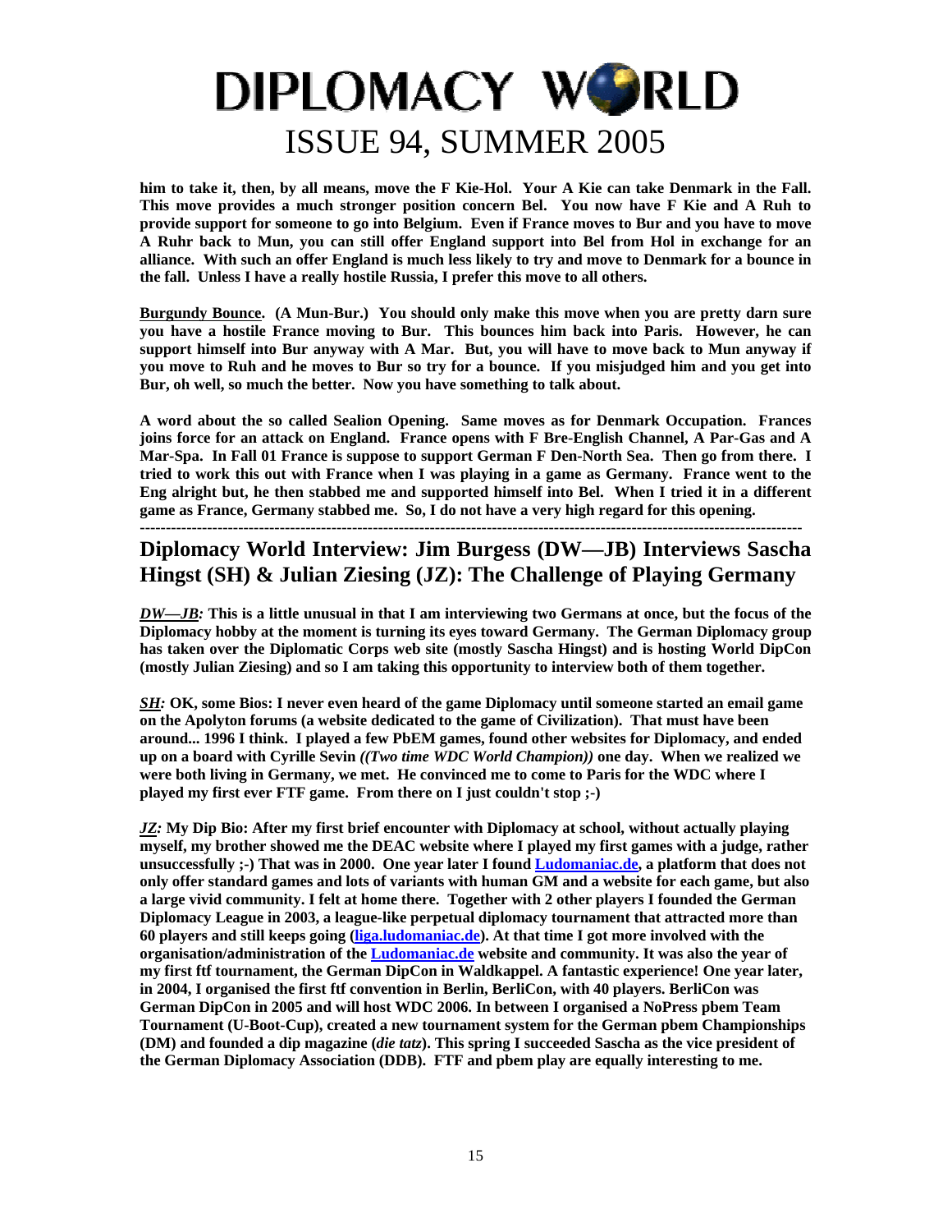**him to take it, then, by all means, move the F Kie-Hol. Your A Kie can take Denmark in the Fall. This move provides a much stronger position concern Bel. You now have F Kie and A Ruh to provide support for someone to go into Belgium. Even if France moves to Bur and you have to move A Ruhr back to Mun, you can still offer England support into Bel from Hol in exchange for an alliance. With such an offer England is much less likely to try and move to Denmark for a bounce in the fall. Unless I have a really hostile Russia, I prefer this move to all others.**

**<u>Burgundy Bounce</u>. (A Mun-Bur.) You should only make this move when you are pretty darn sure you have a hostile France moving to Bur. This bounces him back into Paris. However, he can support himself into Bur anyway with A Mar. But, you will have to move back to Mun anyway if you move to Ruh and he moves to Bur so try for a bounce. If you misjudged him and you get into Bur, oh well, so much the better. Now you have something to talk about.**

**A word about the so called Sealion Opening. Same moves as for Denmark Occupation. Frances joins force for an attack on England. France opens with F Bre-English Channel, A Par-Gas and A Mar-Spa. In Fall 01 France is suppose to support German F Den-North Sea. Then go from there. I tried to work this out with France when I was playing in a game as Germany. France went to the Eng alright but, he then stabbed me and supported himself into Bel. When I tried it in a different game as France, Germany stabbed me. So, I do not have a very high regard for this opening.**

---

## Diplomacy World Interview: Jim Burgess (DW—JB) Interviews Sascha Hingst (SH) & Julian Ziesing (JZ): The Challenge of Playing Germany

***<u>DW—JB</u>:* This is a little unusual in that I am interviewing two Germans at once, but the focus of the Diplomacy hobby at the moment is turning its eyes toward Germany. The German Diplomacy group has taken over the Diplomatic Corps web site (mostly Sascha Hingst) and is hosting World DipCon (mostly Julian Ziesing) and so I am taking this opportunity to interview both of them together.**

***<u>SH</u>:* OK, some Bios: I never even heard of the game Diplomacy until someone started an email game on the Apolyton forums (a website dedicated to the game of Civilization). That must have been around... 1996 I think. I played a few PbEM games, found other websites for Diplomacy, and ended up on a board with Cyrille Sevin *((Two time WDC World Champion))* one day. When we realized we were both living in Germany, we met. He convinced me to come to Paris for the WDC where I played my first ever FTF game. From there on I just couldn't stop ;-)**

***<u>JZ</u>:* My Dip Bio: After my first brief encounter with Diplomacy at school, without actually playing myself, my brother showed me the DEAC website where I played my first games with a judge, rather unsuccessfully ;-) That was in 2000. One year later I found <u>Ludomaniac.de</u>, a platform that does not only offer standard games and lots of variants with human GM and a website for each game, but also a large vivid community. I felt at home there. Together with 2 other players I founded the German Diplomacy League in 2003, a league-like perpetual diplomacy tournament that attracted more than 60 players and still keeps going (<u>liga.ludomaniac.de</u>). At that time I got more involved with the organisation/administration of the <u>Ludomaniac.de</u> website and community. It was also the year of my first ftf tournament, the German DipCon in Waldkappel. A fantastic experience! One year later, in 2004, I organised the first ftf convention in Berlin, BerliCon, with 40 players. BerliCon was German DipCon in 2005 and will host WDC 2006. In between I organised a NoPress pbem Team Tournament (U-Boot-Cup), created a new tournament system for the German pbem Championships (DM) and founded a dip magazine (*die tatz*). This spring I succeeded Sascha as the vice president of the German Diplomacy Association (DDB). FTF and pbem play are equally interesting to me.**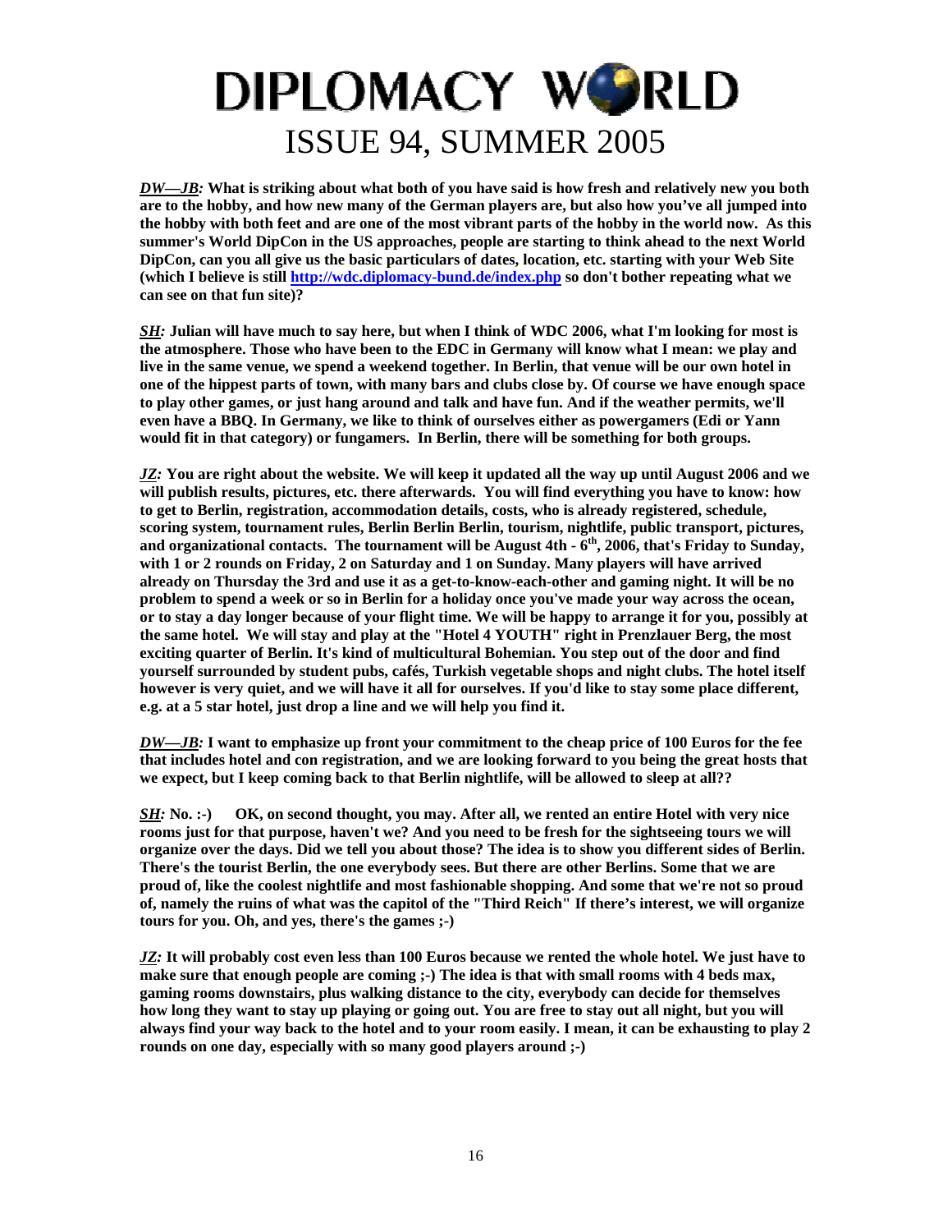***DW—JB:*** **What is striking about what both of you have said is how fresh and relatively new you both are to the hobby, and how new many of the German players are, but also how you've all jumped into the hobby with both feet and are one of the most vibrant parts of the hobby in the world now. As this summer's World DipCon in the US approaches, people are starting to think ahead to the next World DipCon, can you all give us the basic particulars of dates, location, etc. starting with your Web Site (which I believe is still [http://wdc.diplomacy-bund.de/index.php](http://wdc.diplomacy-bund.de/index.php) so don't bother repeating what we can see on that fun site)?**

***SH:*** **Julian will have much to say here, but when I think of WDC 2006, what I'm looking for most is the atmosphere. Those who have been to the EDC in Germany will know what I mean: we play and live in the same venue, we spend a weekend together. In Berlin, that venue will be our own hotel in one of the hippest parts of town, with many bars and clubs close by. Of course we have enough space to play other games, or just hang around and talk and have fun. And if the weather permits, we'll even have a BBQ. In Germany, we like to think of ourselves either as powergamers (Edi or Yann would fit in that category) or fungamers. In Berlin, there will be something for both groups.**

***JZ:*** **You are right about the website. We will keep it updated all the way up until August 2006 and we will publish results, pictures, etc. there afterwards. You will find everything you have to know: how to get to Berlin, registration, accommodation details, costs, who is already registered, schedule, scoring system, tournament rules, Berlin Berlin Berlin, tourism, nightlife, public transport, pictures, and organizational contacts. The tournament will be August 4th - 6th, 2006, that's Friday to Sunday, with 1 or 2 rounds on Friday, 2 on Saturday and 1 on Sunday. Many players will have arrived already on Thursday the 3rd and use it as a get-to-know-each-other and gaming night. It will be no problem to spend a week or so in Berlin for a holiday once you've made your way across the ocean, or to stay a day longer because of your flight time. We will be happy to arrange it for you, possibly at the same hotel. We will stay and play at the "Hotel 4 YOUTH" right in Prenzlauer Berg, the most exciting quarter of Berlin. It's kind of multicultural Bohemian. You step out of the door and find yourself surrounded by student pubs, cafés, Turkish vegetable shops and night clubs. The hotel itself however is very quiet, and we will have it all for ourselves. If you'd like to stay some place different, e.g. at a 5 star hotel, just drop a line and we will help you find it.**

***DW—JB:*** **I want to emphasize up front your commitment to the cheap price of 100 Euros for the fee that includes hotel and con registration, and we are looking forward to you being the great hosts that we expect, but I keep coming back to that Berlin nightlife, will be allowed to sleep at all??**

***SH:*** **No. :-) OK, on second thought, you may. After all, we rented an entire Hotel with very nice rooms just for that purpose, haven't we? And you need to be fresh for the sightseeing tours we will organize over the days. Did we tell you about those? The idea is to show you different sides of Berlin. There's the tourist Berlin, the one everybody sees. But there are other Berlins. Some that we are proud of, like the coolest nightlife and most fashionable shopping. And some that we're not so proud of, namely the ruins of what was the capitol of the "Third Reich" If there's interest, we will organize tours for you. Oh, and yes, there's the games ;-)**

***JZ:*** **It will probably cost even less than 100 Euros because we rented the whole hotel. We just have to make sure that enough people are coming ;-) The idea is that with small rooms with 4 beds max, gaming rooms downstairs, plus walking distance to the city, everybody can decide for themselves how long they want to stay up playing or going out. You are free to stay out all night, but you will always find your way back to the hotel and to your room easily. I mean, it can be exhausting to play 2 rounds on one day, especially with so many good players around ;-)**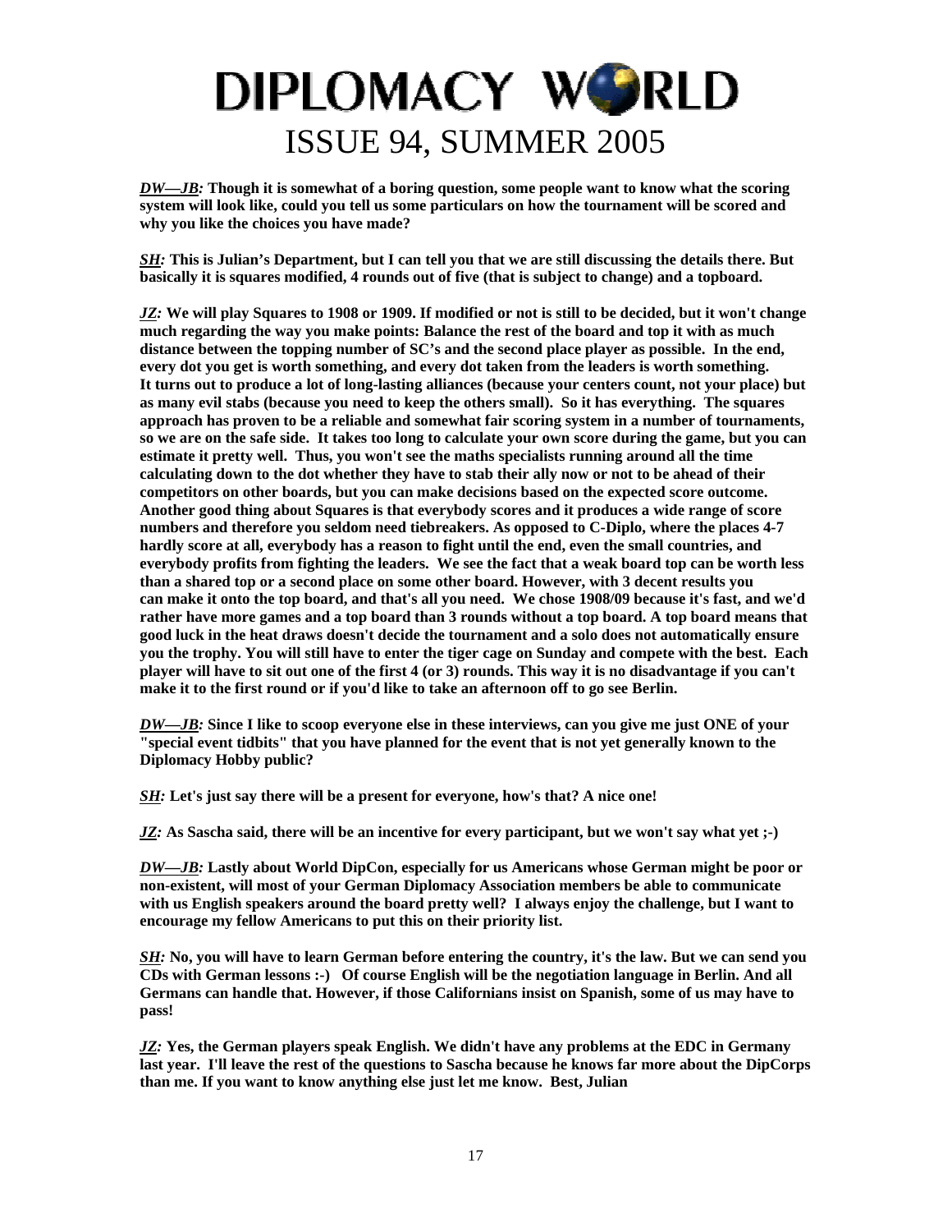***DW—JB:*** **Though it is somewhat of a boring question, some people want to know what the scoring system will look like, could you tell us some particulars on how the tournament will be scored and why you like the choices you have made?**

***SH:*** **This is Julian's Department, but I can tell you that we are still discussing the details there. But basically it is squares modified, 4 rounds out of five (that is subject to change) and a topboard.**

***JZ:*** **We will play Squares to 1908 or 1909. If modified or not is still to be decided, but it won't change much regarding the way you make points: Balance the rest of the board and top it with as much distance between the topping number of SC's and the second place player as possible. In the end, every dot you get is worth something, and every dot taken from the leaders is worth something. It turns out to produce a lot of long-lasting alliances (because your centers count, not your place) but as many evil stabs (because you need to keep the others small). So it has everything. The squares approach has proven to be a reliable and somewhat fair scoring system in a number of tournaments, so we are on the safe side. It takes too long to calculate your own score during the game, but you can estimate it pretty well. Thus, you won't see the maths specialists running around all the time calculating down to the dot whether they have to stab their ally now or not to be ahead of their competitors on other boards, but you can make decisions based on the expected score outcome. Another good thing about Squares is that everybody scores and it produces a wide range of score numbers and therefore you seldom need tiebreakers. As opposed to C-Diplo, where the places 4-7 hardly score at all, everybody has a reason to fight until the end, even the small countries, and everybody profits from fighting the leaders. We see the fact that a weak board top can be worth less than a shared top or a second place on some other board. However, with 3 decent results you can make it onto the top board, and that's all you need. We chose 1908/09 because it's fast, and we'd rather have more games and a top board than 3 rounds without a top board. A top board means that good luck in the heat draws doesn't decide the tournament and a solo does not automatically ensure you the trophy. You will still have to enter the tiger cage on Sunday and compete with the best. Each player will have to sit out one of the first 4 (or 3) rounds. This way it is no disadvantage if you can't make it to the first round or if you'd like to take an afternoon off to go see Berlin.**

***DW—JB:*** **Since I like to scoop everyone else in these interviews, can you give me just ONE of your "special event tidbits" that you have planned for the event that is not yet generally known to the Diplomacy Hobby public?**

***SH:*** **Let's just say there will be a present for everyone, how's that? A nice one!**

***JZ:*** **As Sascha said, there will be an incentive for every participant, but we won't say what yet ;-)**

***DW—JB:*** **Lastly about World DipCon, especially for us Americans whose German might be poor or non-existent, will most of your German Diplomacy Association members be able to communicate with us English speakers around the board pretty well? I always enjoy the challenge, but I want to encourage my fellow Americans to put this on their priority list.**

***SH:*** **No, you will have to learn German before entering the country, it's the law. But we can send you CDs with German lessons :-) Of course English will be the negotiation language in Berlin. And all Germans can handle that. However, if those Californians insist on Spanish, some of us may have to pass!**

***JZ:*** **Yes, the German players speak English. We didn't have any problems at the EDC in Germany last year. I'll leave the rest of the questions to Sascha because he knows far more about the DipCorps than me. If you want to know anything else just let me know. Best, Julian**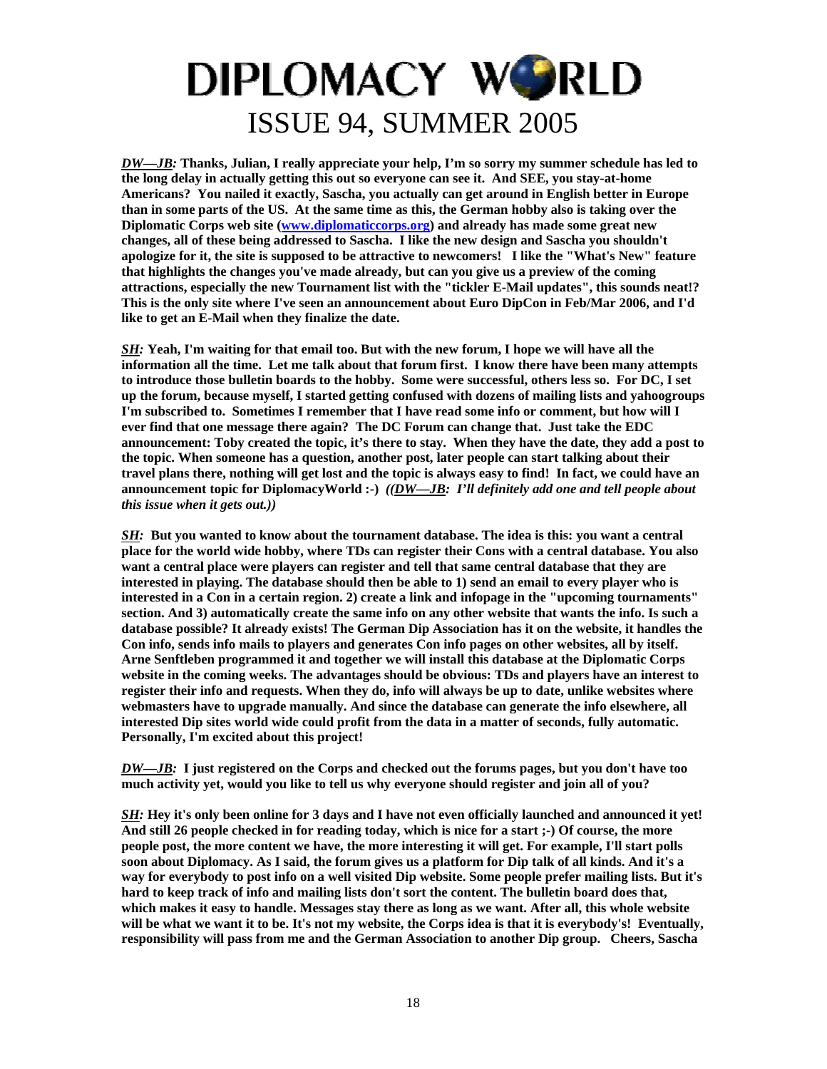# DIPLOMACY WORLD

## ISSUE 94, SUMMER 2005

***DW—JB:*** **Thanks, Julian, I really appreciate your help, I'm so sorry my summer schedule has led to the long delay in actually getting this out so everyone can see it. And SEE, you stay-at-home Americans? You nailed it exactly, Sascha, you actually can get around in English better in Europe than in some parts of the US. At the same time as this, the German hobby also is taking over the Diplomatic Corps web site ([www.diplomaticcorps.org](http://www.diplomaticcorps.org)) and already has made some great new changes, all of these being addressed to Sascha. I like the new design and Sascha you shouldn't apologize for it, the site is supposed to be attractive to newcomers! I like the "What's New" feature that highlights the changes you've made already, but can you give us a preview of the coming attractions, especially the new Tournament list with the "tickler E-Mail updates", this sounds neat!? This is the only site where I've seen an announcement about Euro DipCon in Feb/Mar 2006, and I'd like to get an E-Mail when they finalize the date.**

***SH:*** **Yeah, I'm waiting for that email too. But with the new forum, I hope we will have all the information all the time. Let me talk about that forum first. I know there have been many attempts to introduce those bulletin boards to the hobby. Some were successful, others less so. For DC, I set up the forum, because myself, I started getting confused with dozens of mailing lists and yahoogroups I'm subscribed to. Sometimes I remember that I have read some info or comment, but how will I ever find that one message there again? The DC Forum can change that. Just take the EDC announcement: Toby created the topic, it's there to stay. When they have the date, they add a post to the topic. When someone has a question, another post, later people can start talking about their travel plans there, nothing will get lost and the topic is always easy to find! In fact, we could have an announcement topic for DiplomacyWorld :-)** ***((DW—JB: I'll definitely add one and tell people about this issue when it gets out.))***

***SH:*** **But you wanted to know about the tournament database. The idea is this: you want a central place for the world wide hobby, where TDs can register their Cons with a central database. You also want a central place were players can register and tell that same central database that they are interested in playing. The database should then be able to 1) send an email to every player who is interested in a Con in a certain region. 2) create a link and infopage in the "upcoming tournaments" section. And 3) automatically create the same info on any other website that wants the info. Is such a database possible? It already exists! The German Dip Association has it on the website, it handles the Con info, sends info mails to players and generates Con info pages on other websites, all by itself. Arne Senftleben programmed it and together we will install this database at the Diplomatic Corps website in the coming weeks. The advantages should be obvious: TDs and players have an interest to register their info and requests. When they do, info will always be up to date, unlike websites where webmasters have to upgrade manually. And since the database can generate the info elsewhere, all interested Dip sites world wide could profit from the data in a matter of seconds, fully automatic. Personally, I'm excited about this project!**

***DW—JB:*** **I just registered on the Corps and checked out the forums pages, but you don't have too much activity yet, would you like to tell us why everyone should register and join all of you?**

***SH:*** **Hey it's only been online for 3 days and I have not even officially launched and announced it yet! And still 26 people checked in for reading today, which is nice for a start ;-) Of course, the more people post, the more content we have, the more interesting it will get. For example, I'll start polls soon about Diplomacy. As I said, the forum gives us a platform for Dip talk of all kinds. And it's a way for everybody to post info on a well visited Dip website. Some people prefer mailing lists. But it's hard to keep track of info and mailing lists don't sort the content. The bulletin board does that, which makes it easy to handle. Messages stay there as long as we want. After all, this whole website will be what we want it to be. It's not my website, the Corps idea is that it is everybody's! Eventually, responsibility will pass from me and the German Association to another Dip group. Cheers, Sascha**